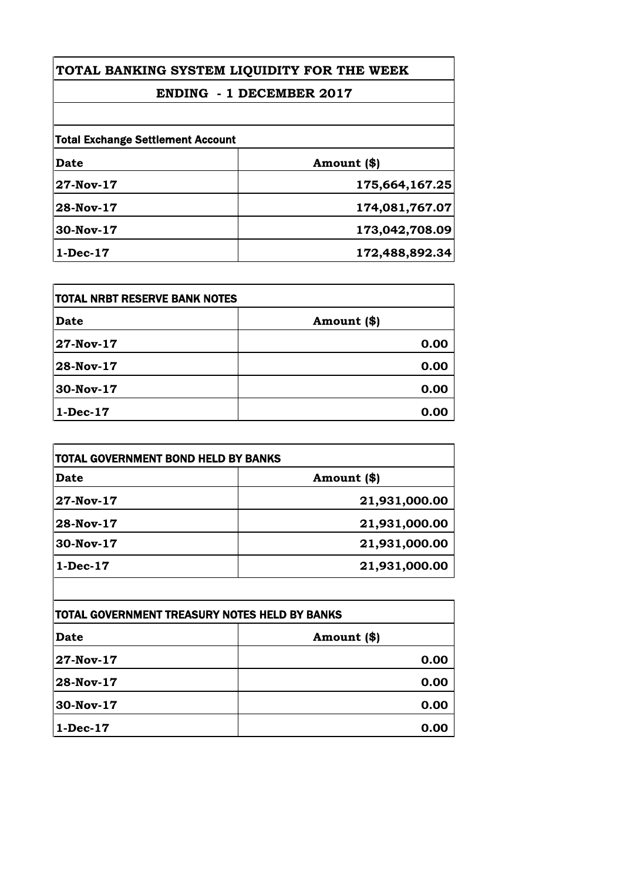# TOTAL BANKING SYSTEM LIQUIDITY FOR THE WEEK

## ENDING - 1 DECEMBER 2017

| Total Exchange Settlement Account | |
|---|---|
| **Date** | **Amount ($)** |
| **27-Nov-17** | **175,664,167.25** |
| **28-Nov-17** | **174,081,767.07** |
| **30-Nov-17** | **173,042,708.09** |
| **1-Dec-17** | **172,488,892.34** |

| TOTAL NRBT RESERVE BANK NOTES | |
|---|---|
| **Date** | **Amount ($)** |
| **27-Nov-17** | **0.00** |
| **28-Nov-17** | **0.00** |
| **30-Nov-17** | **0.00** |
| **1-Dec-17** | **0.00** |

| TOTAL GOVERNMENT BOND HELD BY BANKS | |
|---|---|
| **Date** | **Amount ($)** |
| **27-Nov-17** | **21,931,000.00** |
| **28-Nov-17** | **21,931,000.00** |
| **30-Nov-17** | **21,931,000.00** |
| **1-Dec-17** | **21,931,000.00** |

| TOTAL GOVERNMENT TREASURY NOTES HELD BY BANKS | |
|---|---|
| **Date** | **Amount ($)** |
| **27-Nov-17** | **0.00** |
| **28-Nov-17** | **0.00** |
| **30-Nov-17** | **0.00** |
| **1-Dec-17** | **0.00** |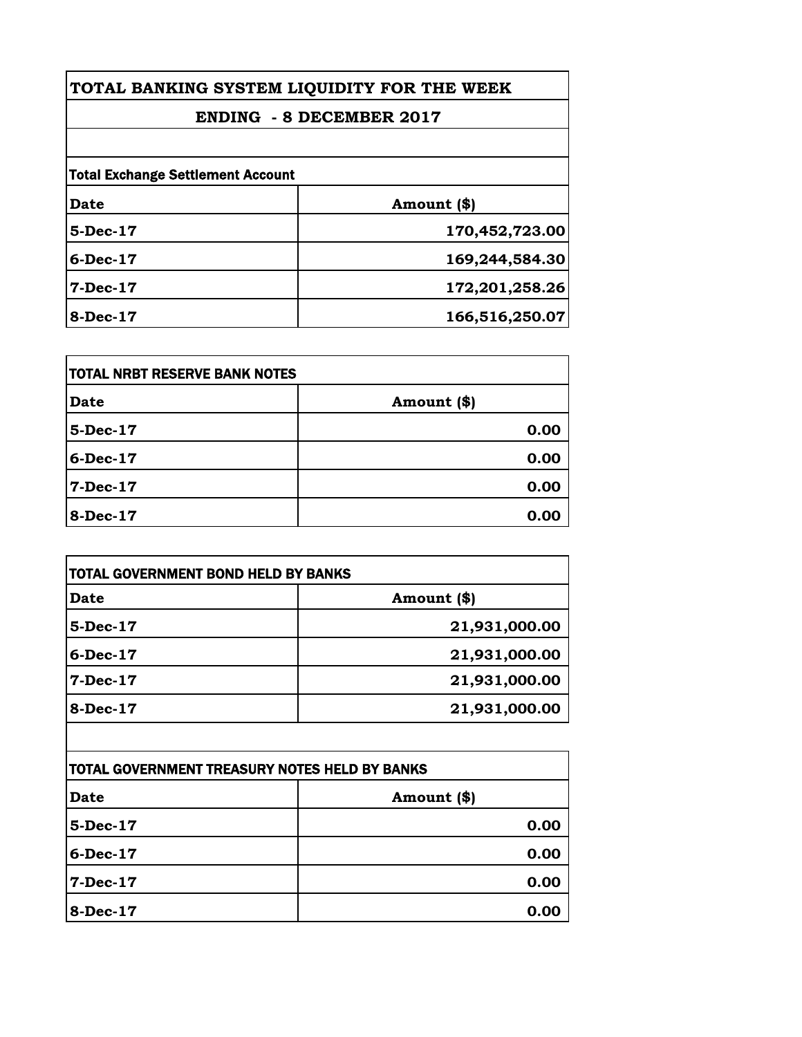# TOTAL BANKING SYSTEM LIQUIDITY FOR THE WEEK

## ENDING - 8 DECEMBER 2017

| Total Exchange Settlement Account | |
|---|---|
| **Date** | **Amount ($)** |
| 5-Dec-17 | 170,452,723.00 |
| 6-Dec-17 | 169,244,584.30 |
| 7-Dec-17 | 172,201,258.26 |
| 8-Dec-17 | 166,516,250.07 |

| TOTAL NRBT RESERVE BANK NOTES | |
|---|---|
| **Date** | **Amount ($)** |
| 5-Dec-17 | 0.00 |
| 6-Dec-17 | 0.00 |
| 7-Dec-17 | 0.00 |
| 8-Dec-17 | 0.00 |

| TOTAL GOVERNMENT BOND HELD BY BANKS | |
|---|---|
| **Date** | **Amount ($)** |
| 5-Dec-17 | 21,931,000.00 |
| 6-Dec-17 | 21,931,000.00 |
| 7-Dec-17 | 21,931,000.00 |
| 8-Dec-17 | 21,931,000.00 |

| TOTAL GOVERNMENT TREASURY NOTES HELD BY BANKS | |
|---|---|
| **Date** | **Amount ($)** |
| 5-Dec-17 | 0.00 |
| 6-Dec-17 | 0.00 |
| 7-Dec-17 | 0.00 |
| 8-Dec-17 | 0.00 |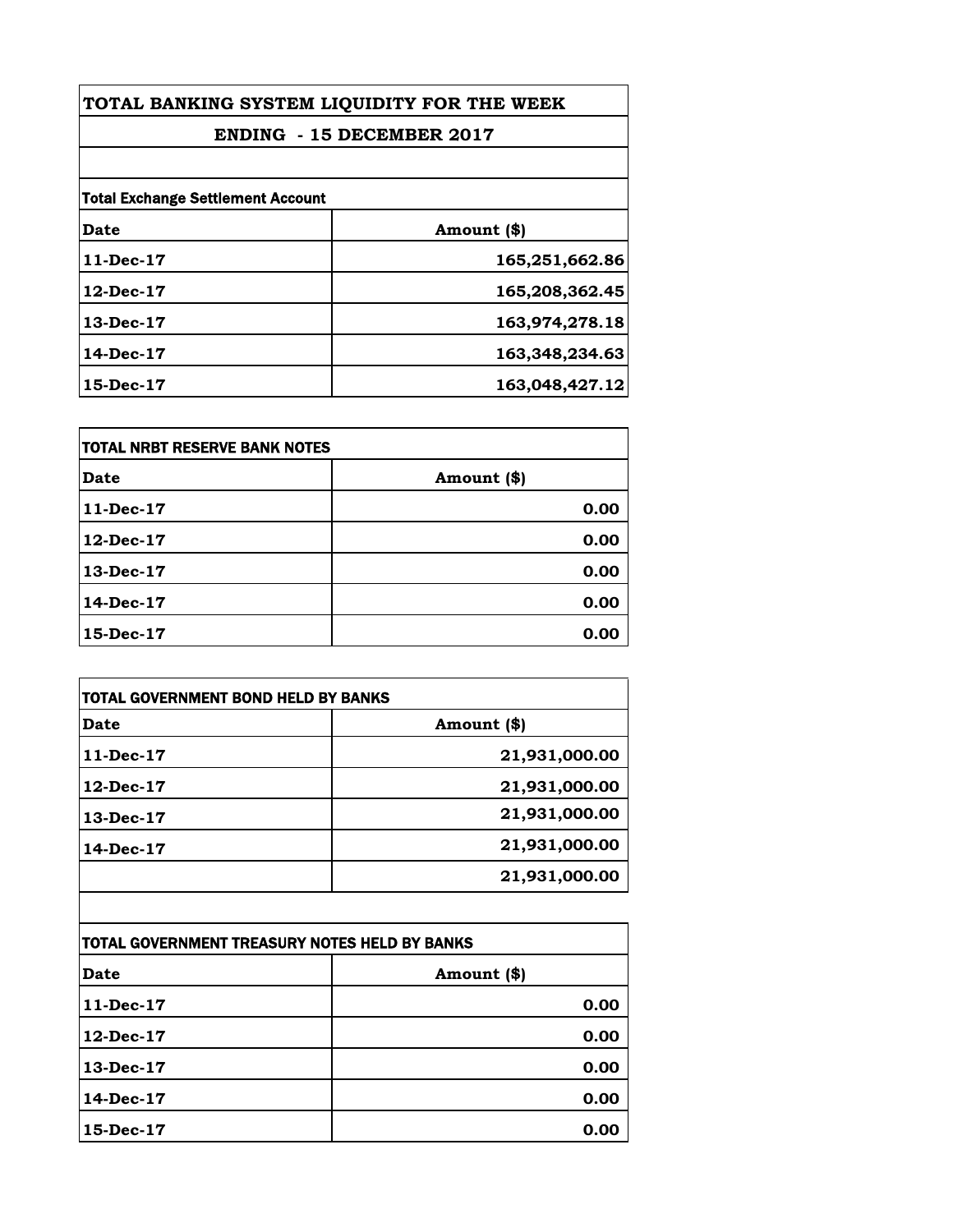# TOTAL BANKING SYSTEM LIQUIDITY FOR THE WEEK

## ENDING - 15 DECEMBER 2017

**Total Exchange Settlement Account**

| Date | Amount ($) |
|---|---|
| 11-Dec-17 | 165,251,662.86 |
| 12-Dec-17 | 165,208,362.45 |
| 13-Dec-17 | 163,974,278.18 |
| 14-Dec-17 | 163,348,234.63 |
| 15-Dec-17 | 163,048,427.12 |

**TOTAL NRBT RESERVE BANK NOTES**

| Date | Amount ($) |
|---|---|
| 11-Dec-17 | 0.00 |
| 12-Dec-17 | 0.00 |
| 13-Dec-17 | 0.00 |
| 14-Dec-17 | 0.00 |
| 15-Dec-17 | 0.00 |

**TOTAL GOVERNMENT BOND HELD BY BANKS**

| Date | Amount ($) |
|---|---|
| 11-Dec-17 | 21,931,000.00 |
| 12-Dec-17 | 21,931,000.00 |
| 13-Dec-17 | 21,931,000.00 |
| 14-Dec-17 | 21,931,000.00 |
| | 21,931,000.00 |

**TOTAL GOVERNMENT TREASURY NOTES HELD BY BANKS**

| Date | Amount ($) |
|---|---|
| 11-Dec-17 | 0.00 |
| 12-Dec-17 | 0.00 |
| 13-Dec-17 | 0.00 |
| 14-Dec-17 | 0.00 |
| 15-Dec-17 | 0.00 |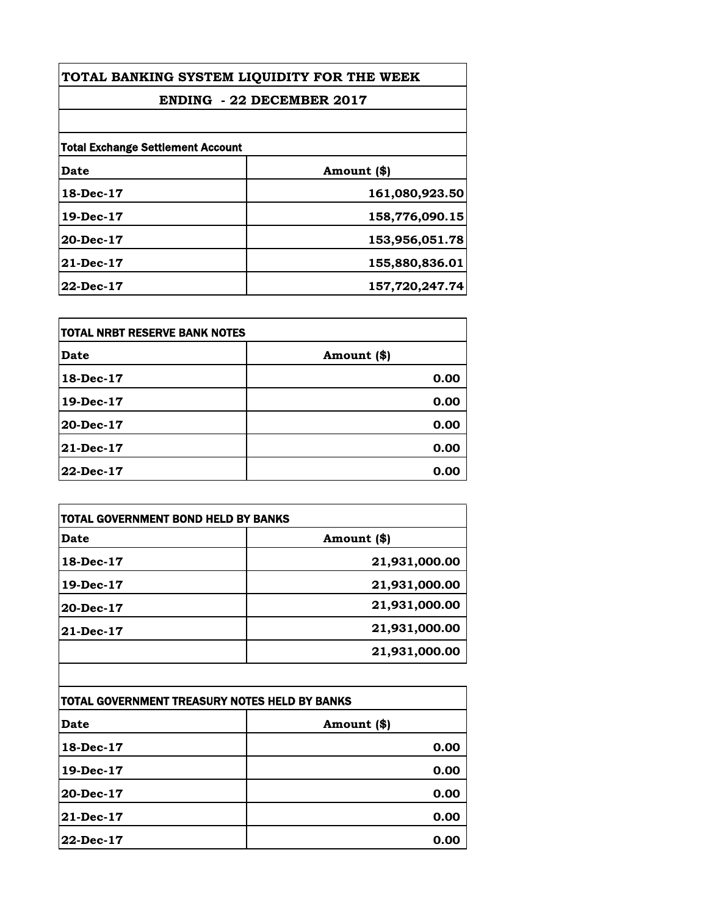# TOTAL BANKING SYSTEM LIQUIDITY FOR THE WEEK

## ENDING - 22 DECEMBER 2017

**Total Exchange Settlement Account**

| Date | Amount ($) |
|---|---|
| 18-Dec-17 | 161,080,923.50 |
| 19-Dec-17 | 158,776,090.15 |
| 20-Dec-17 | 153,956,051.78 |
| 21-Dec-17 | 155,880,836.01 |
| 22-Dec-17 | 157,720,247.74 |

**TOTAL NRBT RESERVE BANK NOTES**

| Date | Amount ($) |
|---|---|
| 18-Dec-17 | 0.00 |
| 19-Dec-17 | 0.00 |
| 20-Dec-17 | 0.00 |
| 21-Dec-17 | 0.00 |
| 22-Dec-17 | 0.00 |

**TOTAL GOVERNMENT BOND HELD BY BANKS**

| Date | Amount ($) |
|---|---|
| 18-Dec-17 | 21,931,000.00 |
| 19-Dec-17 | 21,931,000.00 |
| 20-Dec-17 | 21,931,000.00 |
| 21-Dec-17 | 21,931,000.00 |
| | 21,931,000.00 |

**TOTAL GOVERNMENT TREASURY NOTES HELD BY BANKS**

| Date | Amount ($) |
|---|---|
| 18-Dec-17 | 0.00 |
| 19-Dec-17 | 0.00 |
| 20-Dec-17 | 0.00 |
| 21-Dec-17 | 0.00 |
| 22-Dec-17 | 0.00 |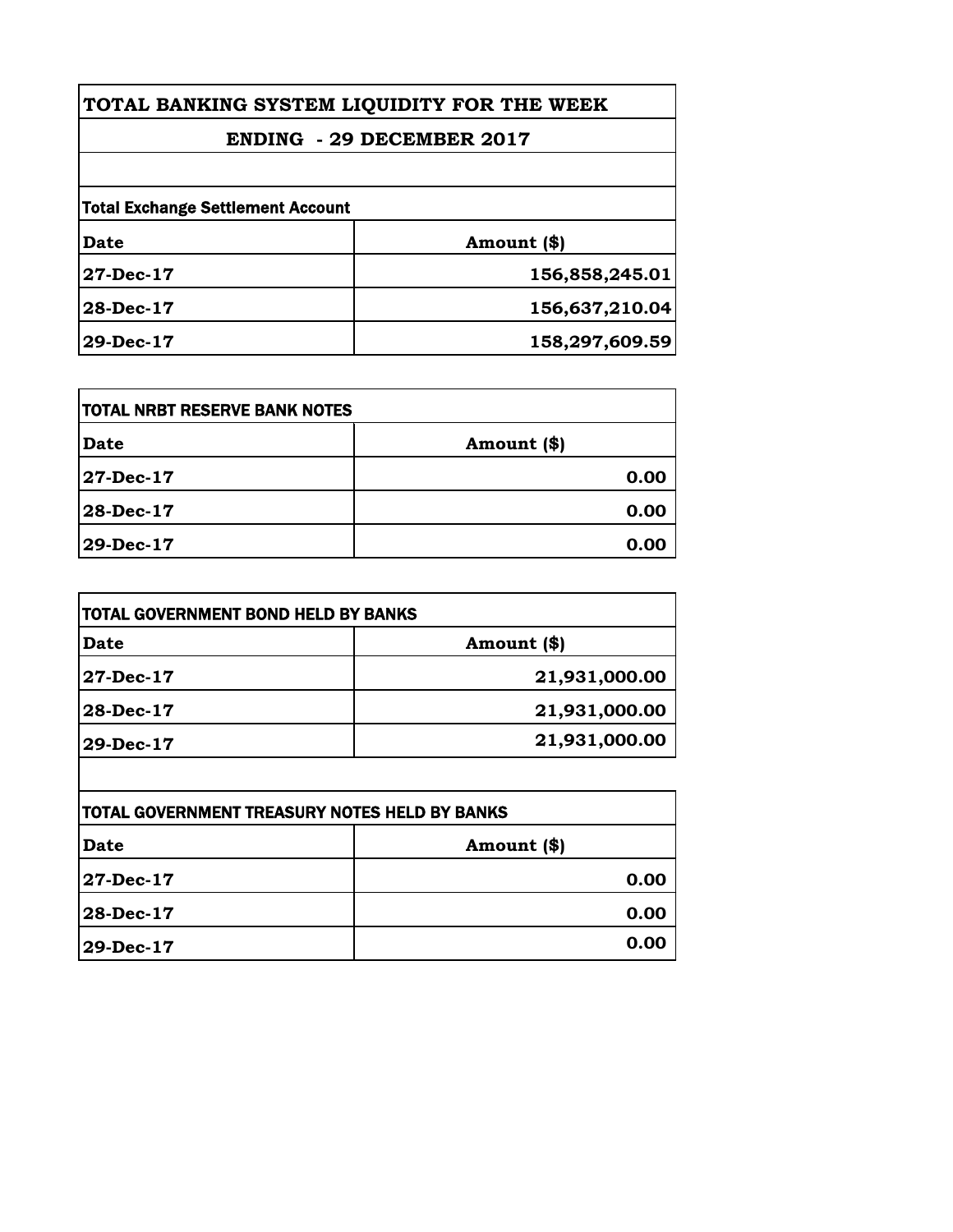# TOTAL BANKING SYSTEM LIQUIDITY FOR THE WEEK

## ENDING - 29 DECEMBER 2017

| Total Exchange Settlement Account | |
|---|---|
| **Date** | **Amount ($)** |
| 27-Dec-17 | 156,858,245.01 |
| 28-Dec-17 | 156,637,210.04 |
| 29-Dec-17 | 158,297,609.59 |

| TOTAL NRBT RESERVE BANK NOTES | |
|---|---|
| **Date** | **Amount ($)** |
| 27-Dec-17 | 0.00 |
| 28-Dec-17 | 0.00 |
| 29-Dec-17 | 0.00 |

| TOTAL GOVERNMENT BOND HELD BY BANKS | |
|---|---|
| **Date** | **Amount ($)** |
| 27-Dec-17 | 21,931,000.00 |
| 28-Dec-17 | 21,931,000.00 |
| 29-Dec-17 | 21,931,000.00 |

| TOTAL GOVERNMENT TREASURY NOTES HELD BY BANKS | |
|---|---|
| **Date** | **Amount ($)** |
| 27-Dec-17 | 0.00 |
| 28-Dec-17 | 0.00 |
| 29-Dec-17 | 0.00 |